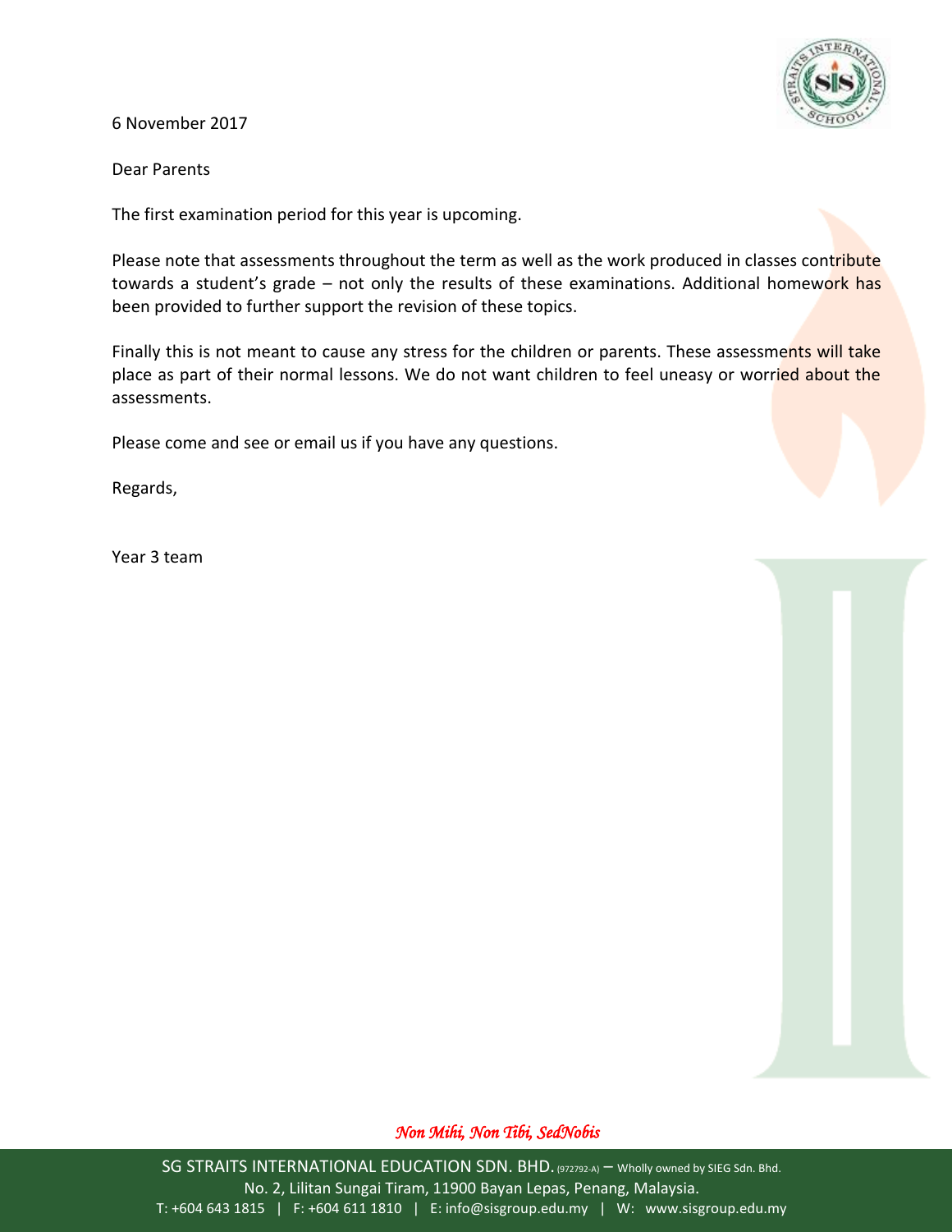6 November 2017

Dear Parents

The first examination period for this year is upcoming.

Please note that assessments throughout the term as well as the work produced in classes contribute towards a student's grade – not only the results of these examinations. Additional homework has been provided to further support the revision of these topics.

Finally this is not meant to cause any stress for the children or parents. These assessments will take place as part of their normal lessons. We do not want children to feel uneasy or worried about the assessments.

Please come and see or email us if you have any questions.

Regards,

Year 3 team

*Non Mihi, Non Tibi, SedNobis*

SG STRAITS INTERNATIONAL EDUCATION SDN. BHD. (972792-A) – Wholly owned by SIEG Sdn. Bhd.
No. 2, Lilitan Sungai Tiram, 11900 Bayan Lepas, Penang, Malaysia.
T: +604 643 1815 | F: +604 611 1810 | E: info@sisgroup.edu.my | W: www.sisgroup.edu.my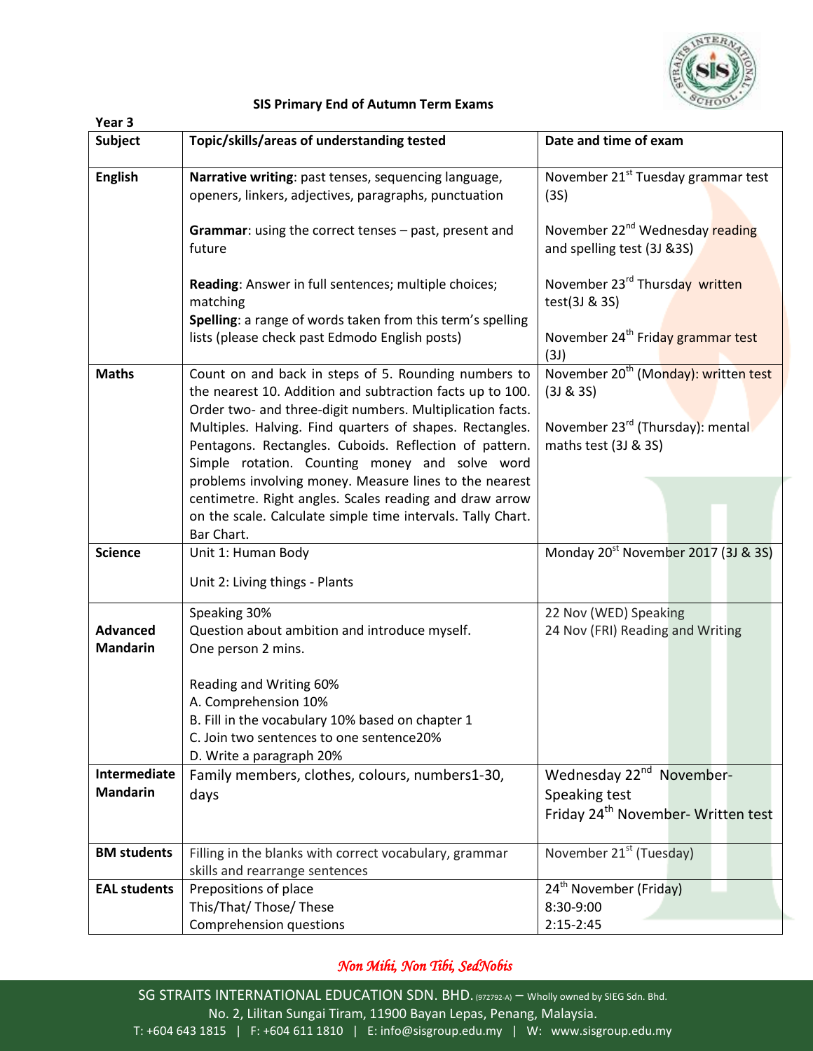**SIS Primary End of Autumn Term Exams**

**Year 3**

| **Subject** | **Topic/skills/areas of understanding tested** | **Date and time of exam** |
|---|---|---|
| **English** | **Narrative writing**: past tenses, sequencing language, openers, linkers, adjectives, paragraphs, punctuation<br><br>**Grammar**: using the correct tenses – past, present and future<br><br>**Reading**: Answer in full sentences; multiple choices; matching<br>**Spelling**: a range of words taken from this term's spelling lists (please check past Edmodo English posts) | November 21st Tuesday grammar test (3S)<br><br>November 22nd Wednesday reading and spelling test (3J &3S)<br><br>November 23rd Thursday written test(3J & 3S)<br><br>November 24th Friday grammar test (3J) |
| **Maths** | Count on and back in steps of 5. Rounding numbers to the nearest 10. Addition and subtraction facts up to 100. Order two- and three-digit numbers. Multiplication facts. Multiples. Halving. Find quarters of shapes. Rectangles. Pentagons. Rectangles. Cuboids. Reflection of pattern. Simple rotation. Counting money and solve word problems involving money. Measure lines to the nearest centimetre. Right angles. Scales reading and draw arrow on the scale. Calculate simple time intervals. Tally Chart. Bar Chart. | November 20th (Monday): written test (3J & 3S)<br><br>November 23rd (Thursday): mental maths test (3J & 3S) |
| **Science** | Unit 1: Human Body<br><br>Unit 2: Living things - Plants | Monday 20st November 2017 (3J & 3S) |
| **Advanced Mandarin** | Speaking 30%<br>Question about ambition and introduce myself.<br>One person 2 mins.<br><br>Reading and Writing 60%<br>A. Comprehension 10%<br>B. Fill in the vocabulary 10% based on chapter 1<br>C. Join two sentences to one sentence20%<br>D. Write a paragraph 20% | 22 Nov (WED) Speaking<br>24 Nov (FRI) Reading and Writing |
| **Intermediate Mandarin** | Family members, clothes, colours, numbers1-30, days | Wednesday 22nd November- Speaking test<br>Friday 24th November- Written test |
| **BM students** | Filling in the blanks with correct vocabulary, grammar skills and rearrange sentences | November 21st (Tuesday) |
| **EAL students** | Prepositions of place<br>This/That/ Those/ These<br>Comprehension questions | 24th November (Friday)<br>8:30-9:00<br>2:15-2:45 |

*Non Mihi, Non Tibi, SedNobis*